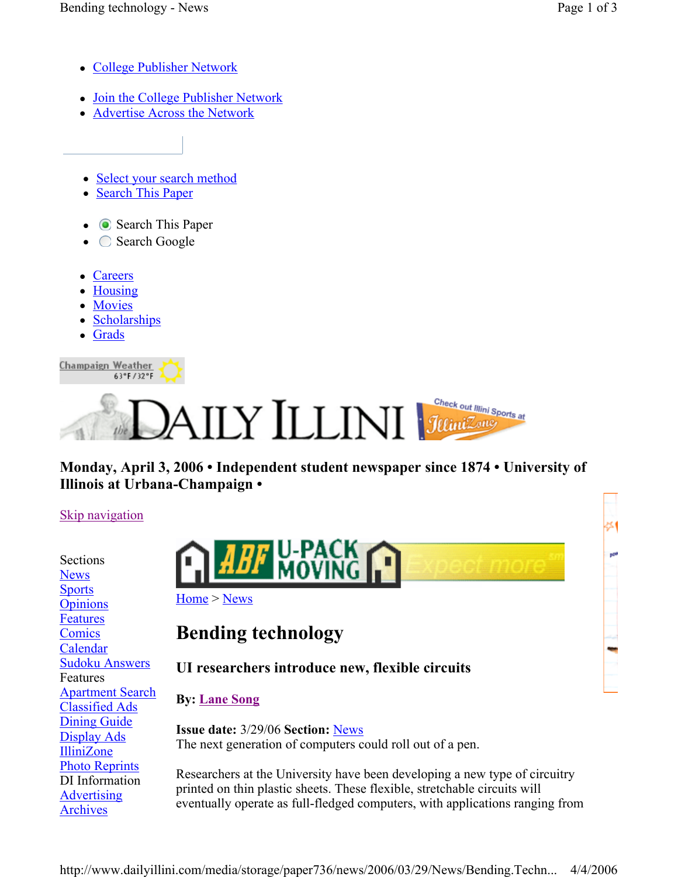- College Publisher Network
- Join the College Publisher Network
- Advertise Across the Network

- Select your search method
- Search This Paper

- Search This Paper
- Search Google

- Careers
- Housing
- Movies
- Scholarships
- Grads

Champaign Weather 63°F / 32°F

**Monday, April 3, 2006 • Independent student newspaper since 1874 • University of Illinois at Urbana-Champaign •**

Skip navigation

Sections
News
Sports
Opinions
Features
Comics
Calendar
Sudoku Answers
Features
Apartment Search
Classified Ads
Dining Guide
Display Ads
IlliniZone
Photo Reprints
DI Information
Advertising
Archives

Home > News

# Bending technology

### UI researchers introduce new, flexible circuits

**By:** Lane Song

**Issue date:** 3/29/06 **Section:** News

The next generation of computers could roll out of a pen.

Researchers at the University have been developing a new type of circuitry printed on thin plastic sheets. These flexible, stretchable circuits will eventually operate as full-fledged computers, with applications ranging from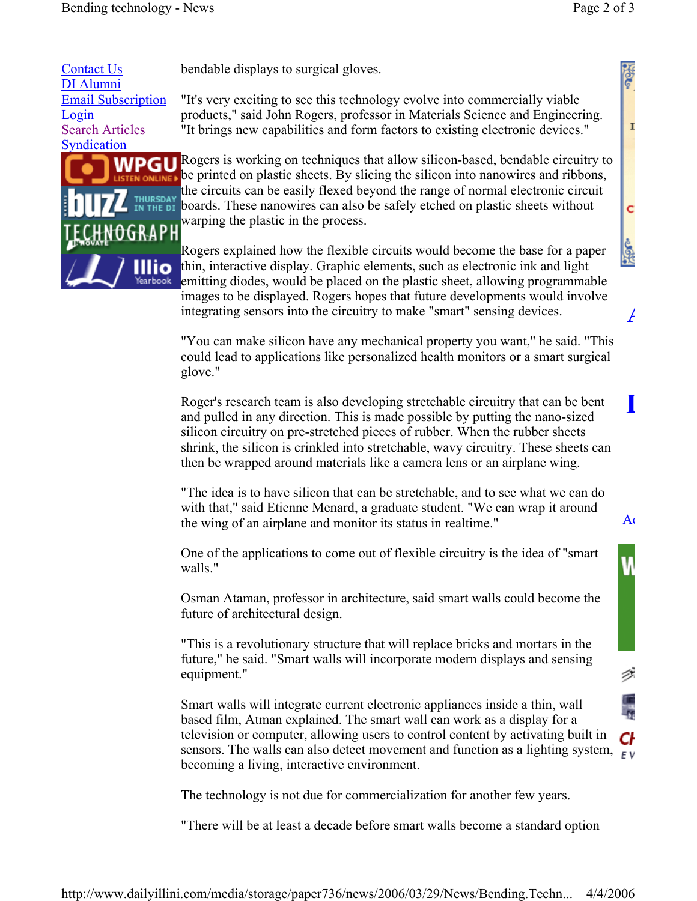Contact Us
DI Alumni
Email Subscription
Login
Search Articles
Syndication

bendable displays to surgical gloves.

"It's very exciting to see this technology evolve into commercially viable products," said John Rogers, professor in Materials Science and Engineering. "It brings new capabilities and form factors to existing electronic devices."

Rogers is working on techniques that allow silicon-based, bendable circuitry to be printed on plastic sheets. By slicing the silicon into nanowires and ribbons, the circuits can be easily flexed beyond the range of normal electronic circuit boards. These nanowires can also be safely etched on plastic sheets without warping the plastic in the process.

Rogers explained how the flexible circuits would become the base for a paper thin, interactive display. Graphic elements, such as electronic ink and light emitting diodes, would be placed on the plastic sheet, allowing programmable images to be displayed. Rogers hopes that future developments would involve integrating sensors into the circuitry to make "smart" sensing devices.

"You can make silicon have any mechanical property you want," he said. "This could lead to applications like personalized health monitors or a smart surgical glove."

Roger's research team is also developing stretchable circuitry that can be bent and pulled in any direction. This is made possible by putting the nano-sized silicon circuitry on pre-stretched pieces of rubber. When the rubber sheets shrink, the silicon is crinkled into stretchable, wavy circuitry. These sheets can then be wrapped around materials like a camera lens or an airplane wing.

"The idea is to have silicon that can be stretchable, and to see what we can do with that," said Etienne Menard, a graduate student. "We can wrap it around the wing of an airplane and monitor its status in realtime."

One of the applications to come out of flexible circuitry is the idea of "smart walls."

Osman Ataman, professor in architecture, said smart walls could become the future of architectural design.

"This is a revolutionary structure that will replace bricks and mortars in the future," he said. "Smart walls will incorporate modern displays and sensing equipment."

Smart walls will integrate current electronic appliances inside a thin, wall based film, Atman explained. The smart wall can work as a display for a television or computer, allowing users to control content by activating built in sensors. The walls can also detect movement and function as a lighting system, becoming a living, interactive environment.

The technology is not due for commercialization for another few years.

"There will be at least a decade before smart walls become a standard option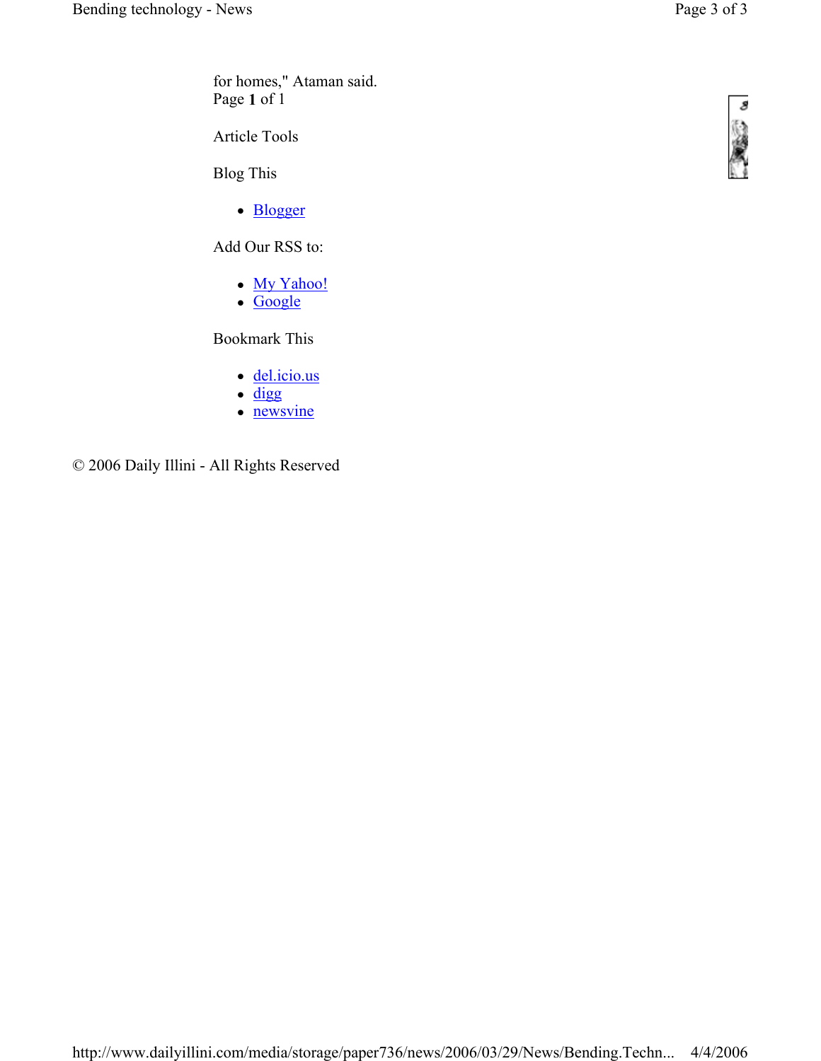for homes," Ataman said.

Page **1** of 1

Article Tools

Blog This

- Blogger

Add Our RSS to:

- My Yahoo!
- Google

Bookmark This

- del.icio.us
- digg
- newsvine

© 2006 Daily Illini - All Rights Reserved